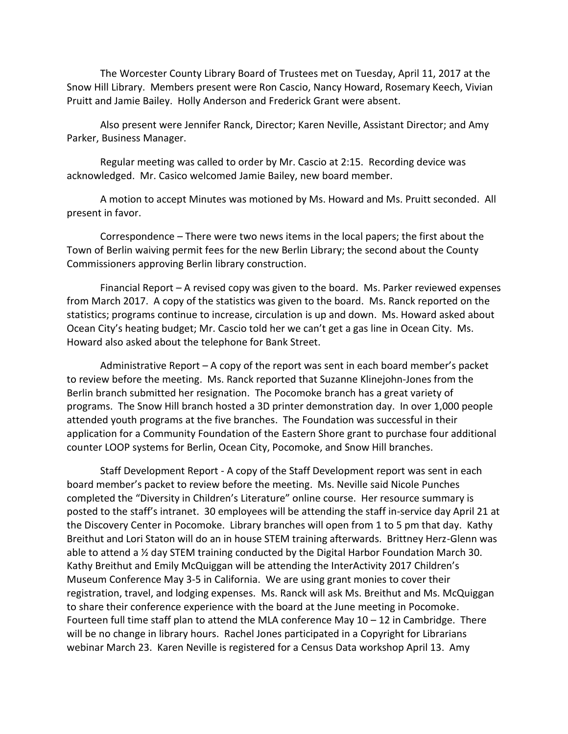The Worcester County Library Board of Trustees met on Tuesday, April 11, 2017 at the Snow Hill Library. Members present were Ron Cascio, Nancy Howard, Rosemary Keech, Vivian Pruitt and Jamie Bailey. Holly Anderson and Frederick Grant were absent.

Also present were Jennifer Ranck, Director; Karen Neville, Assistant Director; and Amy Parker, Business Manager.

Regular meeting was called to order by Mr. Cascio at 2:15. Recording device was acknowledged. Mr. Casico welcomed Jamie Bailey, new board member.

A motion to accept Minutes was motioned by Ms. Howard and Ms. Pruitt seconded. All present in favor.

Correspondence – There were two news items in the local papers; the first about the Town of Berlin waiving permit fees for the new Berlin Library; the second about the County Commissioners approving Berlin library construction.

Financial Report – A revised copy was given to the board. Ms. Parker reviewed expenses from March 2017. A copy of the statistics was given to the board. Ms. Ranck reported on the statistics; programs continue to increase, circulation is up and down. Ms. Howard asked about Ocean City's heating budget; Mr. Cascio told her we can't get a gas line in Ocean City. Ms. Howard also asked about the telephone for Bank Street.

Administrative Report – A copy of the report was sent in each board member's packet to review before the meeting. Ms. Ranck reported that Suzanne Klinejohn-Jones from the Berlin branch submitted her resignation. The Pocomoke branch has a great variety of programs. The Snow Hill branch hosted a 3D printer demonstration day. In over 1,000 people attended youth programs at the five branches. The Foundation was successful in their application for a Community Foundation of the Eastern Shore grant to purchase four additional counter LOOP systems for Berlin, Ocean City, Pocomoke, and Snow Hill branches.

Staff Development Report - A copy of the Staff Development report was sent in each board member's packet to review before the meeting. Ms. Neville said Nicole Punches completed the "Diversity in Children's Literature" online course. Her resource summary is posted to the staff's intranet. 30 employees will be attending the staff in-service day April 21 at the Discovery Center in Pocomoke. Library branches will open from 1 to 5 pm that day. Kathy Breithut and Lori Staton will do an in house STEM training afterwards. Brittney Herz-Glenn was able to attend a ½ day STEM training conducted by the Digital Harbor Foundation March 30. Kathy Breithut and Emily McQuiggan will be attending the InterActivity 2017 Children's Museum Conference May 3-5 in California. We are using grant monies to cover their registration, travel, and lodging expenses. Ms. Ranck will ask Ms. Breithut and Ms. McQuiggan to share their conference experience with the board at the June meeting in Pocomoke. Fourteen full time staff plan to attend the MLA conference May 10 – 12 in Cambridge. There will be no change in library hours. Rachel Jones participated in a Copyright for Librarians webinar March 23. Karen Neville is registered for a Census Data workshop April 13. Amy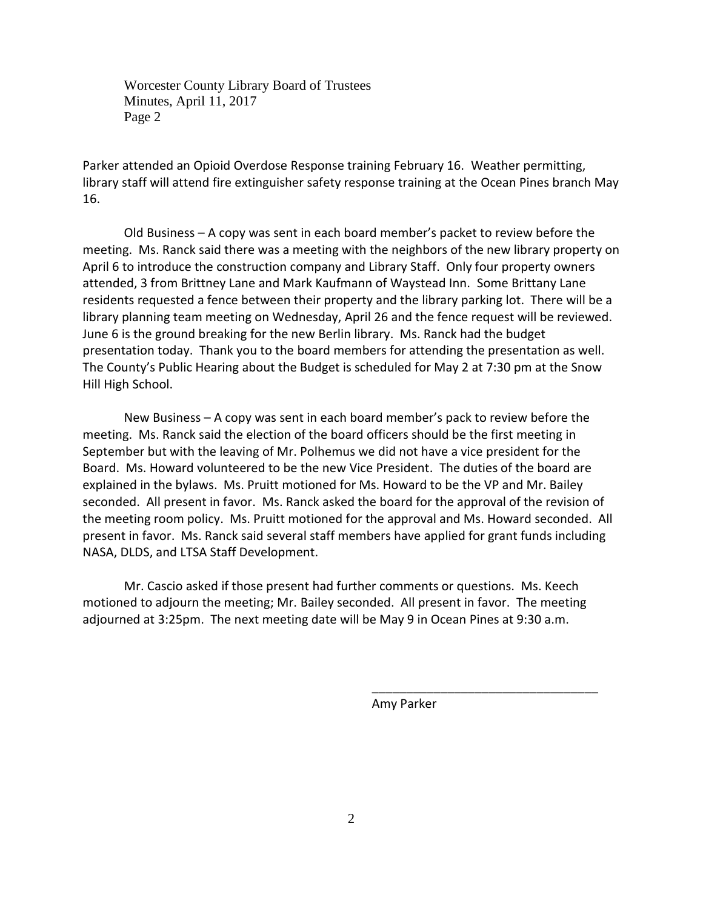Parker attended an Opioid Overdose Response training February 16. Weather permitting, library staff will attend fire extinguisher safety response training at the Ocean Pines branch May 16.

Old Business – A copy was sent in each board member's packet to review before the meeting. Ms. Ranck said there was a meeting with the neighbors of the new library property on April 6 to introduce the construction company and Library Staff. Only four property owners attended, 3 from Brittney Lane and Mark Kaufmann of Waystead Inn. Some Brittany Lane residents requested a fence between their property and the library parking lot. There will be a library planning team meeting on Wednesday, April 26 and the fence request will be reviewed. June 6 is the ground breaking for the new Berlin library. Ms. Ranck had the budget presentation today. Thank you to the board members for attending the presentation as well. The County's Public Hearing about the Budget is scheduled for May 2 at 7:30 pm at the Snow Hill High School.

New Business – A copy was sent in each board member's pack to review before the meeting. Ms. Ranck said the election of the board officers should be the first meeting in September but with the leaving of Mr. Polhemus we did not have a vice president for the Board. Ms. Howard volunteered to be the new Vice President. The duties of the board are explained in the bylaws. Ms. Pruitt motioned for Ms. Howard to be the VP and Mr. Bailey seconded. All present in favor. Ms. Ranck asked the board for the approval of the revision of the meeting room policy. Ms. Pruitt motioned for the approval and Ms. Howard seconded. All present in favor. Ms. Ranck said several staff members have applied for grant funds including NASA, DLDS, and LTSA Staff Development.

Mr. Cascio asked if those present had further comments or questions. Ms. Keech motioned to adjourn the meeting; Mr. Bailey seconded. All present in favor. The meeting adjourned at 3:25pm. The next meeting date will be May 9 in Ocean Pines at 9:30 a.m.

\_\_\_\_\_\_\_\_\_\_\_\_\_\_\_\_\_\_\_\_\_\_\_\_\_\_\_\_\_\_\_\_\_\_

Amy Parker